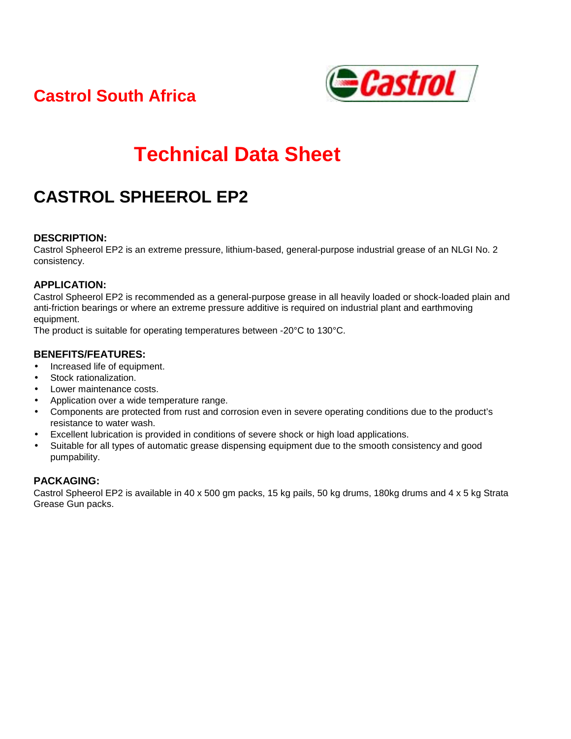Castrol South Africa

# Technical Data Sheet

## CASTROL SPHEEROL EP2

### DESCRIPTION:
Castrol Spheerol EP2 is an extreme pressure, lithium-based, general-purpose industrial grease of an NLGI No. 2 consistency.

### APPLICATION:
Castrol Spheerol EP2 is recommended as a general-purpose grease in all heavily loaded or shock-loaded plain and anti-friction bearings or where an extreme pressure additive is required on industrial plant and earthmoving equipment.
The product is suitable for operating temperatures between -20°C to 130°C.

### BENEFITS/FEATURES:
- Increased life of equipment.
- Stock rationalization.
- Lower maintenance costs.
- Application over a wide temperature range.
- Components are protected from rust and corrosion even in severe operating conditions due to the product's resistance to water wash.
- Excellent lubrication is provided in conditions of severe shock or high load applications.
- Suitable for all types of automatic grease dispensing equipment due to the smooth consistency and good pumpability.

### PACKAGING:
Castrol Spheerol EP2 is available in 40 x 500 gm packs, 15 kg pails, 50 kg drums, 180kg drums and 4 x 5 kg Strata Grease Gun packs.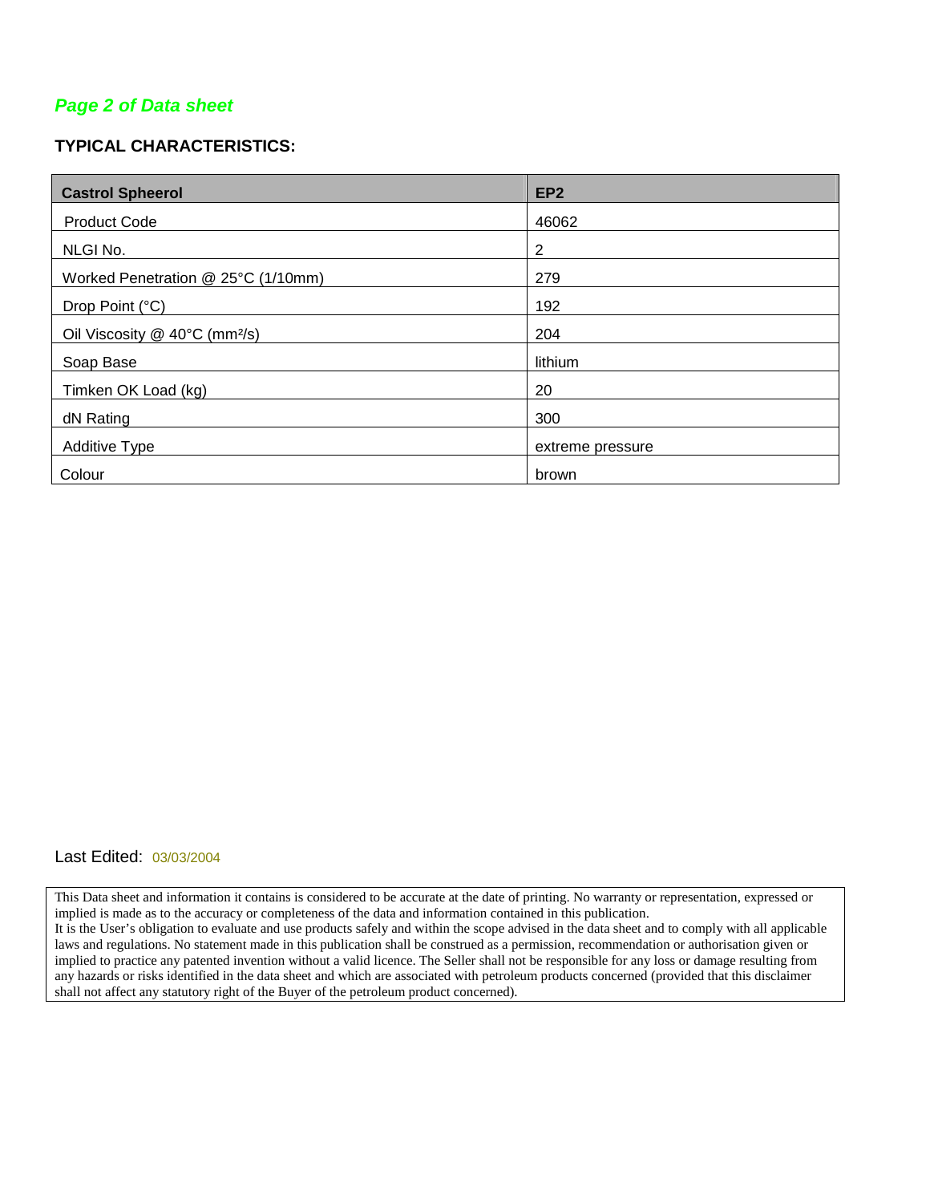*Page 2 of Data sheet*

## TYPICAL CHARACTERISTICS:

| **Castrol Spheerol** | **EP2** |
|---|---|
| Product Code | 46062 |
| NLGI No. | 2 |
| Worked Penetration @ 25°C (1/10mm) | 279 |
| Drop Point (°C) | 192 |
| Oil Viscosity @ 40°C (mm²/s) | 204 |
| Soap Base | lithium |
| Timken OK Load (kg) | 20 |
| dN Rating | 300 |
| Additive Type | extreme pressure |
| Colour | brown |

Last Edited: 03/03/2004

This Data sheet and information it contains is considered to be accurate at the date of printing. No warranty or representation, expressed or implied is made as to the accuracy or completeness of the data and information contained in this publication.
It is the User's obligation to evaluate and use products safely and within the scope advised in the data sheet and to comply with all applicable laws and regulations. No statement made in this publication shall be construed as a permission, recommendation or authorisation given or implied to practice any patented invention without a valid licence. The Seller shall not be responsible for any loss or damage resulting from any hazards or risks identified in the data sheet and which are associated with petroleum products concerned (provided that this disclaimer shall not affect any statutory right of the Buyer of the petroleum product concerned).